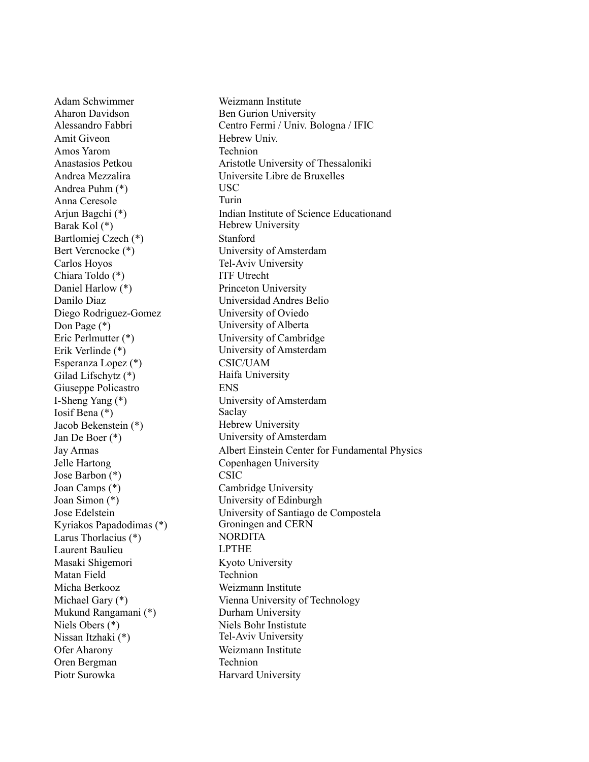| | |
|---|---|
| Adam Schwimmer | Weizmann Institute |
| Aharon Davidson | Ben Gurion University |
| Alessandro Fabbri | Centro Fermi / Univ. Bologna / IFIC |
| Amit Giveon | Hebrew Univ. |
| Amos Yarom | Technion |
| Anastasios Petkou | Aristotle University of Thessaloniki |
| Andrea Mezzalira | Universite Libre de Bruxelles |
| Andrea Puhm (*) | USC |
| Anna Ceresole | Turin |
| Arjun Bagchi (*) | Indian Institute of Science Educationand |
| Barak Kol (*) | Hebrew University |
| Bartlomiej Czech (*) | Stanford |
| Bert Vercnocke (*) | University of Amsterdam |
| Carlos Hoyos | Tel-Aviv University |
| Chiara Toldo (*) | ITF Utrecht |
| Daniel Harlow (*) | Princeton University |
| Danilo Diaz | Universidad Andres Belio |
| Diego Rodriguez-Gomez | University of Oviedo |
| Don Page (*) | University of Alberta |
| Eric Perlmutter (*) | University of Cambridge |
| Erik Verlinde (*) | University of Amsterdam |
| Esperanza Lopez (*) | CSIC/UAM |
| Gilad Lifschytz (*) | Haifa University |
| Giuseppe Policastro | ENS |
| I-Sheng Yang (*) | University of Amsterdam |
| Iosif Bena (*) | Saclay |
| Jacob Bekenstein (*) | Hebrew University |
| Jan De Boer (*) | University of Amsterdam |
| Jay Armas | Albert Einstein Center for Fundamental Physics |
| Jelle Hartong | Copenhagen University |
| Jose Barbon (*) | CSIC |
| Joan Camps (*) | Cambridge University |
| Joan Simon (*) | University of Edinburgh |
| Jose Edelstein | University of Santiago de Compostela |
| Kyriakos Papadodimas (*) | Groningen and CERN |
| Larus Thorlacius (*) | NORDITA |
| Laurent Baulieu | LPTHE |
| Masaki Shigemori | Kyoto University |
| Matan Field | Technion |
| Micha Berkooz | Weizmann Institute |
| Michael Gary (*) | Vienna University of Technology |
| Mukund Rangamani (*) | Durham University |
| Niels Obers (*) | Niels Bohr Insistute |
| Nissan Itzhaki (*) | Tel-Aviv University |
| Ofer Aharony | Weizmann Institute |
| Oren Bergman | Technion |
| Piotr Surowka | Harvard University |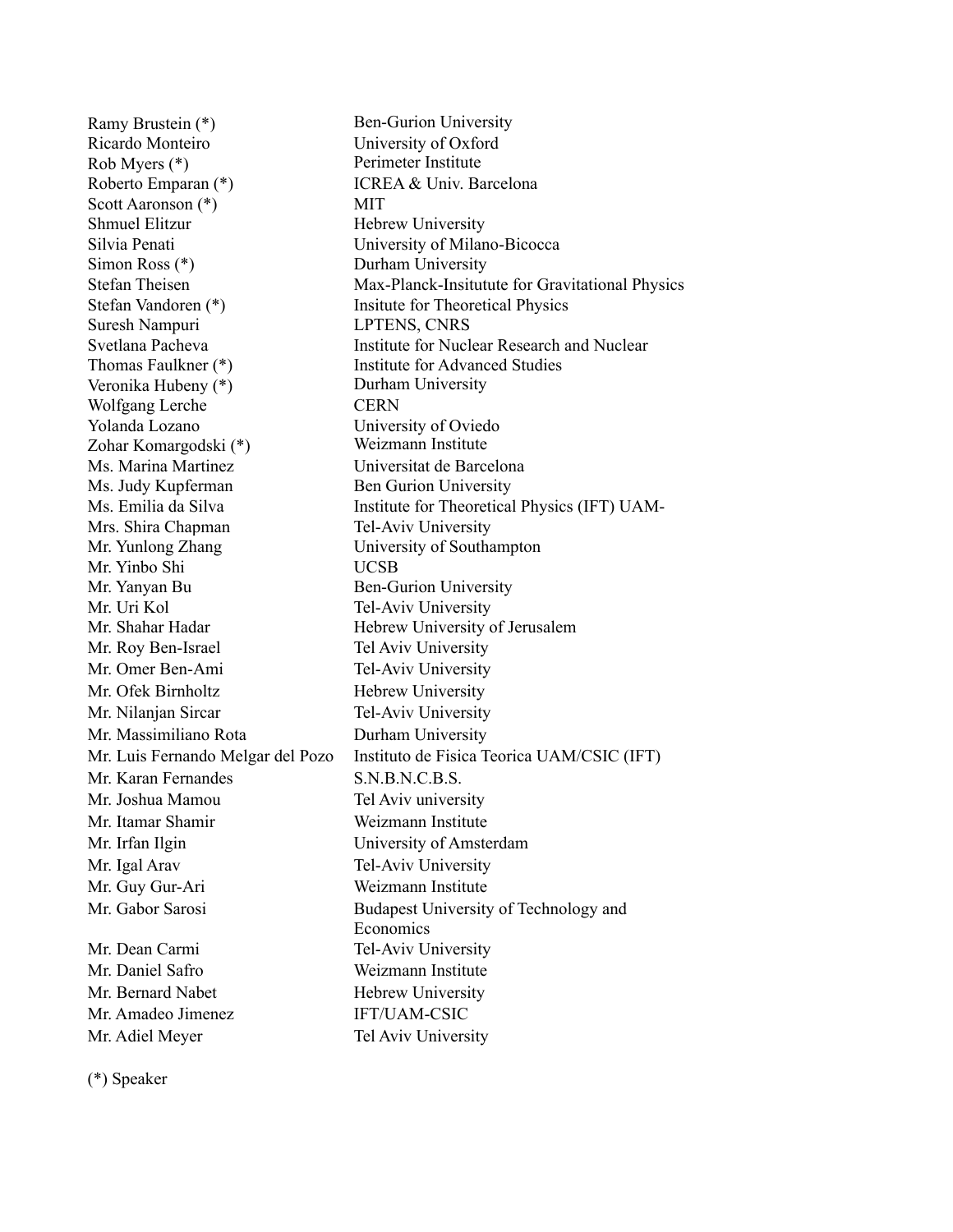| | |
|---|---|
| Ramy Brustein (*) | Ben-Gurion University |
| Ricardo Monteiro | University of Oxford |
| Rob Myers (*) | Perimeter Institute |
| Roberto Emparan (*) | ICREA & Univ. Barcelona |
| Scott Aaronson (*) | MIT |
| Shmuel Elitzur | Hebrew University |
| Silvia Penati | University of Milano-Bicocca |
| Simon Ross (*) | Durham University |
| Stefan Theisen | Max-Planck-Insitutute for Gravitational Physics |
| Stefan Vandoren (*) | Insitute for Theoretical Physics |
| Suresh Nampuri | LPTENS, CNRS |
| Svetlana Pacheva | Institute for Nuclear Research and Nuclear |
| Thomas Faulkner (*) | Institute for Advanced Studies |
| Veronika Hubeny (*) | Durham University |
| Wolfgang Lerche | CERN |
| Yolanda Lozano | University of Oviedo |
| Zohar Komargodski (*) | Weizmann Institute |
| Ms. Marina Martinez | Universitat de Barcelona |
| Ms. Judy Kupferman | Ben Gurion University |
| Ms. Emilia da Silva | Institute for Theoretical Physics (IFT) UAM- |
| Mrs. Shira Chapman | Tel-Aviv University |
| Mr. Yunlong Zhang | University of Southampton |
| Mr. Yinbo Shi | UCSB |
| Mr. Yanyan Bu | Ben-Gurion University |
| Mr. Uri Kol | Tel-Aviv University |
| Mr. Shahar Hadar | Hebrew University of Jerusalem |
| Mr. Roy Ben-Israel | Tel Aviv University |
| Mr. Omer Ben-Ami | Tel-Aviv University |
| Mr. Ofek Birnholtz | Hebrew University |
| Mr. Nilanjan Sircar | Tel-Aviv University |
| Mr. Massimiliano Rota | Durham University |
| Mr. Luis Fernando Melgar del Pozo | Instituto de Fisica Teorica UAM/CSIC (IFT) |
| Mr. Karan Fernandes | S.N.B.N.C.B.S. |
| Mr. Joshua Mamou | Tel Aviv university |
| Mr. Itamar Shamir | Weizmann Institute |
| Mr. Irfan Ilgin | University of Amsterdam |
| Mr. Igal Arav | Tel-Aviv University |
| Mr. Guy Gur-Ari | Weizmann Institute |
| Mr. Gabor Sarosi | Budapest University of Technology and Economics |
| Mr. Dean Carmi | Tel-Aviv University |
| Mr. Daniel Safro | Weizmann Institute |
| Mr. Bernard Nabet | Hebrew University |
| Mr. Amadeo Jimenez | IFT/UAM-CSIC |
| Mr. Adiel Meyer | Tel Aviv University |

(*) Speaker